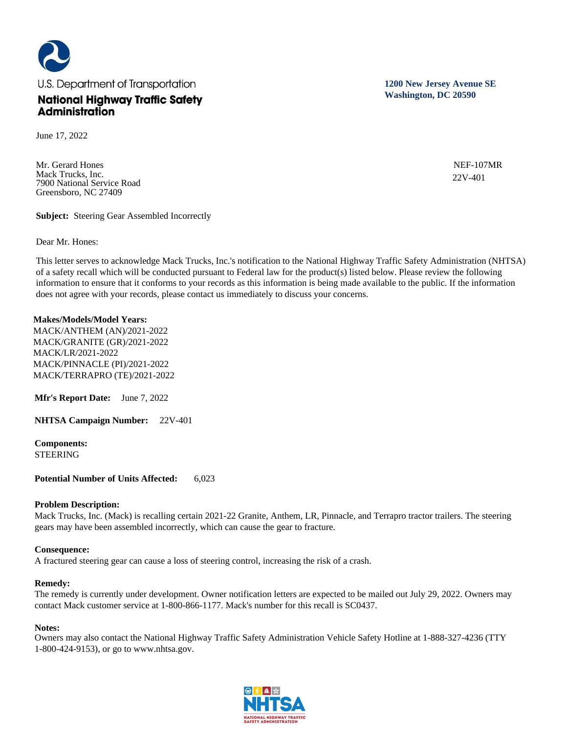U.S. Department of Transportation

**National Highway Traffic Safety Administration**

**1200 New Jersey Avenue SE**
**Washington, DC 20590**

June 17, 2022

Mr. Gerard Hones
Mack Trucks, Inc.
7900 National Service Road
Greensboro, NC 27409

NEF-107MR
22V-401

**Subject:** Steering Gear Assembled Incorrectly

Dear Mr. Hones:

This letter serves to acknowledge Mack Trucks, Inc.'s notification to the National Highway Traffic Safety Administration (NHTSA) of a safety recall which will be conducted pursuant to Federal law for the product(s) listed below. Please review the following information to ensure that it conforms to your records as this information is being made available to the public. If the information does not agree with your records, please contact us immediately to discuss your concerns.

**Makes/Models/Model Years:**
MACK/ANTHEM (AN)/2021-2022
MACK/GRANITE (GR)/2021-2022
MACK/LR/2021-2022
MACK/PINNACLE (PI)/2021-2022
MACK/TERRAPRO (TE)/2021-2022

**Mfr's Report Date:** June 7, 2022

**NHTSA Campaign Number:** 22V-401

**Components:**
STEERING

**Potential Number of Units Affected:** 6,023

**Problem Description:**
Mack Trucks, Inc. (Mack) is recalling certain 2021-22 Granite, Anthem, LR, Pinnacle, and Terrapro tractor trailers. The steering gears may have been assembled incorrectly, which can cause the gear to fracture.

**Consequence:**
A fractured steering gear can cause a loss of steering control, increasing the risk of a crash.

**Remedy:**
The remedy is currently under development. Owner notification letters are expected to be mailed out July 29, 2022. Owners may contact Mack customer service at 1-800-866-1177. Mack's number for this recall is SC0437.

**Notes:**
Owners may also contact the National Highway Traffic Safety Administration Vehicle Safety Hotline at 1-888-327-4236 (TTY 1-800-424-9153), or go to www.nhtsa.gov.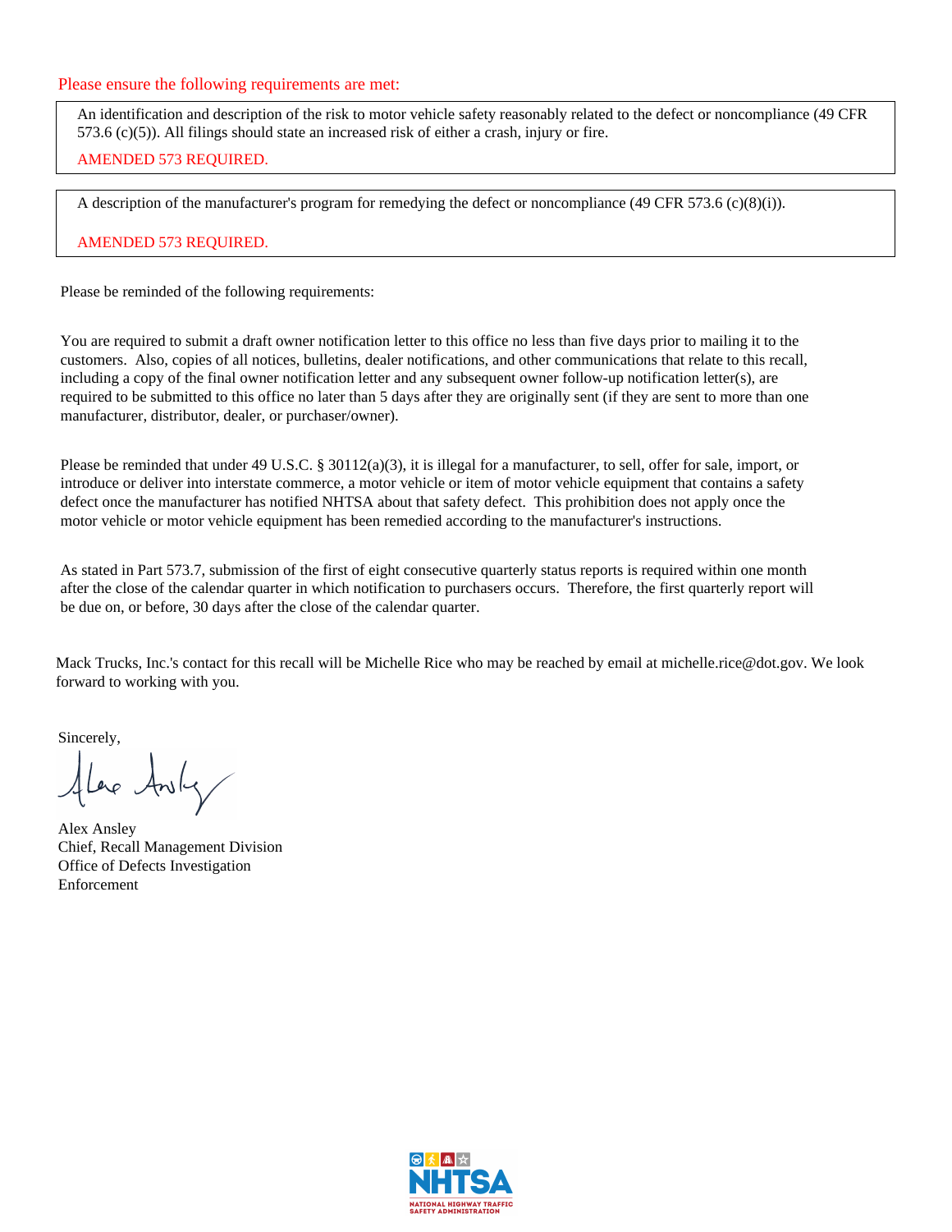Please ensure the following requirements are met:

An identification and description of the risk to motor vehicle safety reasonably related to the defect or noncompliance (49 CFR 573.6 (c)(5)). All filings should state an increased risk of either a crash, injury or fire.

AMENDED 573 REQUIRED.

A description of the manufacturer's program for remedying the defect or noncompliance (49 CFR 573.6 (c)(8)(i)).

AMENDED 573 REQUIRED.

Please be reminded of the following requirements:

You are required to submit a draft owner notification letter to this office no less than five days prior to mailing it to the customers. Also, copies of all notices, bulletins, dealer notifications, and other communications that relate to this recall, including a copy of the final owner notification letter and any subsequent owner follow-up notification letter(s), are required to be submitted to this office no later than 5 days after they are originally sent (if they are sent to more than one manufacturer, distributor, dealer, or purchaser/owner).

Please be reminded that under 49 U.S.C. § 30112(a)(3), it is illegal for a manufacturer, to sell, offer for sale, import, or introduce or deliver into interstate commerce, a motor vehicle or item of motor vehicle equipment that contains a safety defect once the manufacturer has notified NHTSA about that safety defect. This prohibition does not apply once the motor vehicle or motor vehicle equipment has been remedied according to the manufacturer's instructions.

As stated in Part 573.7, submission of the first of eight consecutive quarterly status reports is required within one month after the close of the calendar quarter in which notification to purchasers occurs. Therefore, the first quarterly report will be due on, or before, 30 days after the close of the calendar quarter.

Mack Trucks, Inc.'s contact for this recall will be Michelle Rice who may be reached by email at michelle.rice@dot.gov. We look forward to working with you.

Sincerely,

Alex Ansley
Chief, Recall Management Division
Office of Defects Investigation
Enforcement

NHTSA
NATIONAL HIGHWAY TRAFFIC SAFETY ADMINISTRATION